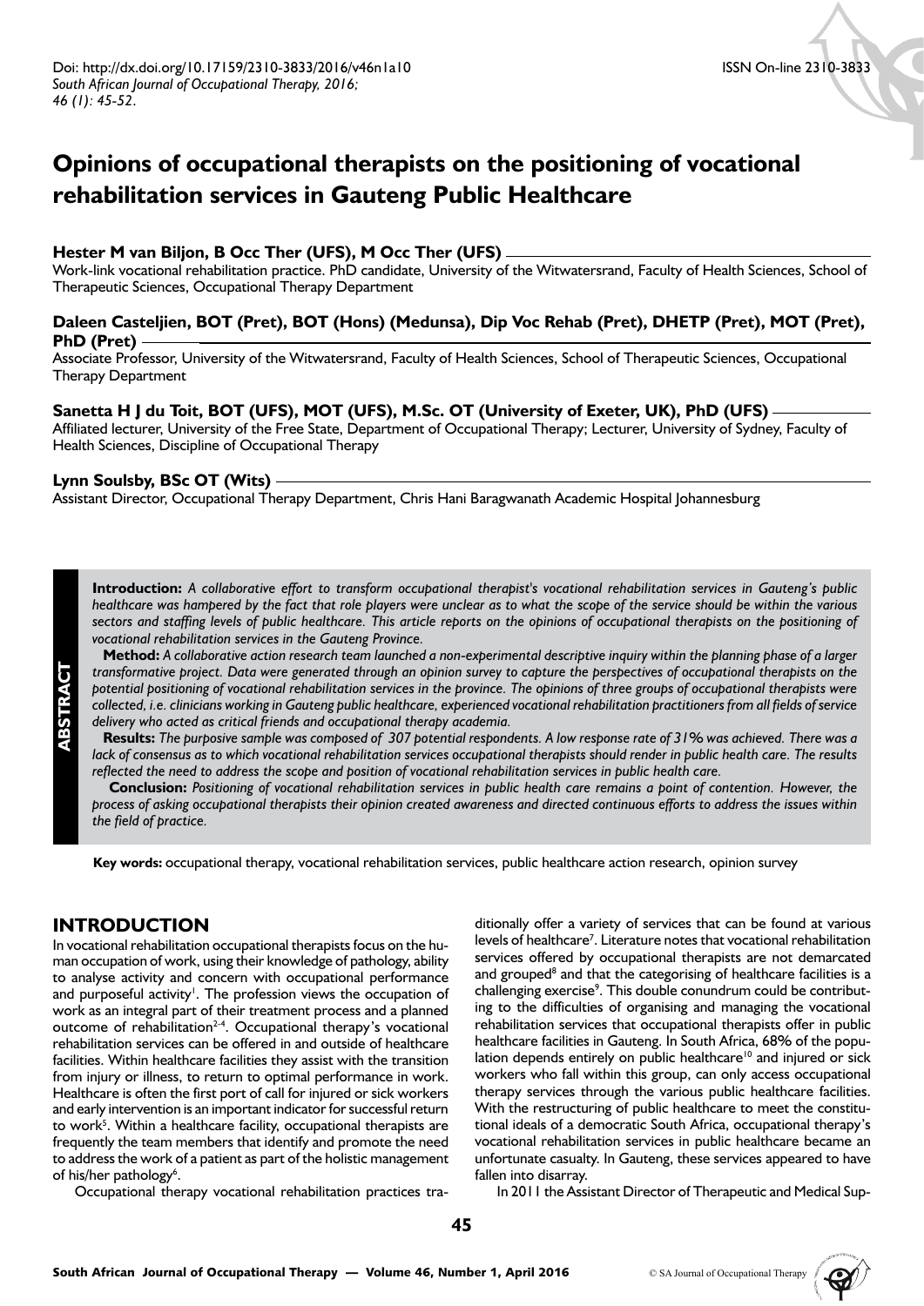Doi: http://dx.doi.org/10.17159/2310-3833/2016/v46n1a10
*South African Journal of Occupational Therapy, 2016; 46 (1): 45-52.*

ISSN On-line 2310-3833

# Opinions of occupational therapists on the positioning of vocational rehabilitation services in Gauteng Public Healthcare

**Hester M van Biljon, B Occ Ther (UFS), M Occ Ther (UFS)**
Work-link vocational rehabilitation practice. PhD candidate, University of the Witwatersrand, Faculty of Health Sciences, School of Therapeutic Sciences, Occupational Therapy Department

**Daleen Casteljien, BOT (Pret), BOT (Hons) (Medunsa), Dip Voc Rehab (Pret), DHETP (Pret), MOT (Pret), PhD (Pret)**
Associate Professor, University of the Witwatersrand, Faculty of Health Sciences, School of Therapeutic Sciences, Occupational Therapy Department

**Sanetta H J du Toit, BOT (UFS), MOT (UFS), M.Sc. OT (University of Exeter, UK), PhD (UFS)**
Affiliated lecturer, University of the Free State, Department of Occupational Therapy; Lecturer, University of Sydney, Faculty of Health Sciences, Discipline of Occupational Therapy

**Lynn Soulsby, BSc OT (Wits)**
Assistant Director, Occupational Therapy Department, Chris Hani Baragwanath Academic Hospital Johannesburg

## ABSTRACT

**Introduction:** *A collaborative effort to transform occupational therapist's vocational rehabilitation services in Gauteng's public healthcare was hampered by the fact that role players were unclear as to what the scope of the service should be within the various sectors and staffing levels of public healthcare. This article reports on the opinions of occupational therapists on the positioning of vocational rehabilitation services in the Gauteng Province.*

**Method:** *A collaborative action research team launched a non-experimental descriptive inquiry within the planning phase of a larger transformative project. Data were generated through an opinion survey to capture the perspectives of occupational therapists on the potential positioning of vocational rehabilitation services in the province. The opinions of three groups of occupational therapists were collected, i.e. clinicians working in Gauteng public healthcare, experienced vocational rehabilitation practitioners from all fields of service delivery who acted as critical friends and occupational therapy academia.*

**Results:** *The purposive sample was composed of 307 potential respondents. A low response rate of 31% was achieved. There was a lack of consensus as to which vocational rehabilitation services occupational therapists should render in public health care. The results reflected the need to address the scope and position of vocational rehabilitation services in public health care.*

**Conclusion:** *Positioning of vocational rehabilitation services in public health care remains a point of contention. However, the process of asking occupational therapists their opinion created awareness and directed continuous efforts to address the issues within the field of practice.*

**Key words:** occupational therapy, vocational rehabilitation services, public healthcare action research, opinion survey

## INTRODUCTION

In vocational rehabilitation occupational therapists focus on the human occupation of work, using their knowledge of pathology, ability to analyse activity and concern with occupational performance and purposeful activity[1]. The profession views the occupation of work as an integral part of their treatment process and a planned outcome of rehabilitation[2-4]. Occupational therapy's vocational rehabilitation services can be offered in and outside of healthcare facilities. Within healthcare facilities they assist with the transition from injury or illness, to return to optimal performance in work. Healthcare is often the first port of call for injured or sick workers and early intervention is an important indicator for successful return to work[5]. Within a healthcare facility, occupational therapists are frequently the team members that identify and promote the need to address the work of a patient as part of the holistic management of his/her pathology[6].

Occupational therapy vocational rehabilitation practices traditionally offer a variety of services that can be found at various levels of healthcare[7]. Literature notes that vocational rehabilitation services offered by occupational therapists are not demarcated and grouped[8] and that the categorising of healthcare facilities is a challenging exercise[9]. This double conundrum could be contributing to the difficulties of organising and managing the vocational rehabilitation services that occupational therapists offer in public healthcare facilities in Gauteng. In South Africa, 68% of the population depends entirely on public healthcare[10] and injured or sick workers who fall within this group, can only access occupational therapy services through the various public healthcare facilities. With the restructuring of public healthcare to meet the constitutional ideals of a democratic South Africa, occupational therapy's vocational rehabilitation services in public healthcare became an unfortunate casualty. In Gauteng, these services appeared to have fallen into disarray.

In 2011 the Assistant Director of Therapeutic and Medical Sup-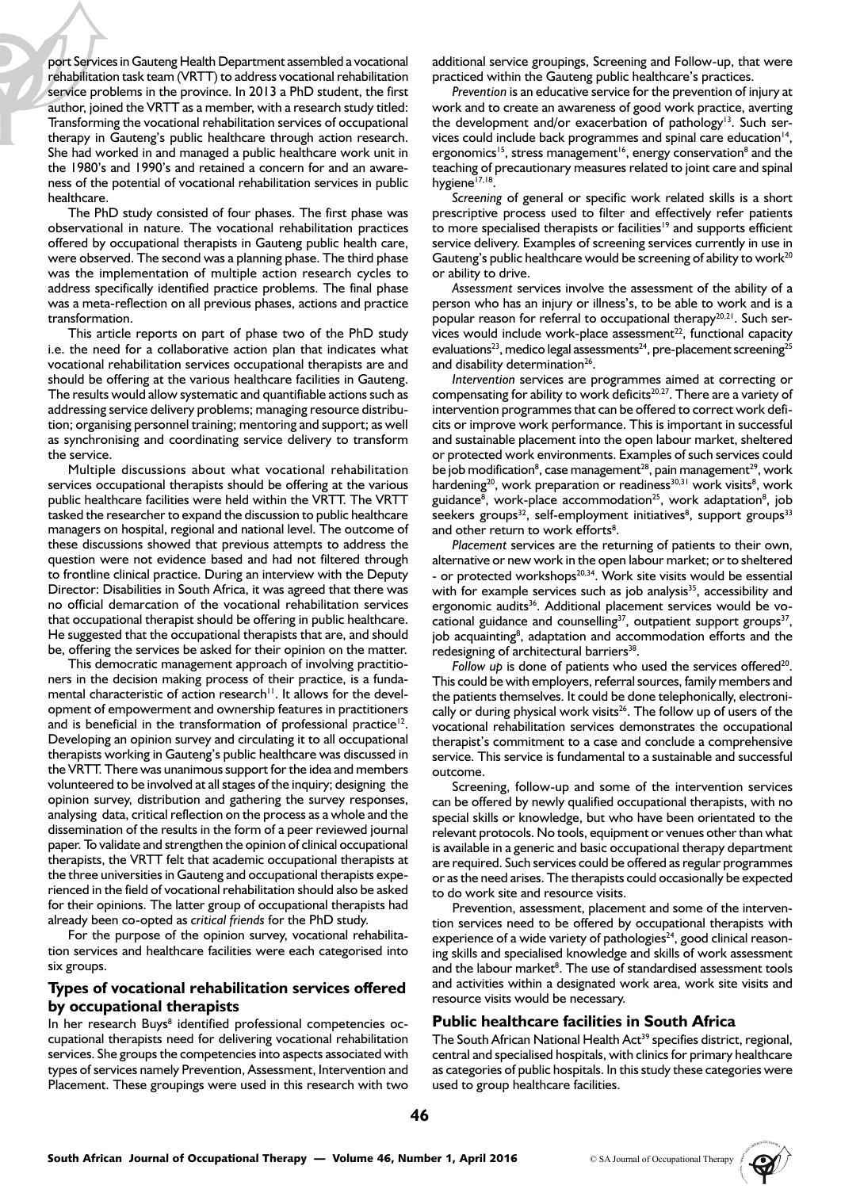port Services in Gauteng Health Department assembled a vocational rehabilitation task team (VRTT) to address vocational rehabilitation service problems in the province. In 2013 a PhD student, the first author, joined the VRTT as a member, with a research study titled: Transforming the vocational rehabilitation services of occupational therapy in Gauteng's public healthcare through action research. She had worked in and managed a public healthcare work unit in the 1980's and 1990's and retained a concern for and an awareness of the potential of vocational rehabilitation services in public healthcare.

The PhD study consisted of four phases. The first phase was observational in nature. The vocational rehabilitation practices offered by occupational therapists in Gauteng public health care, were observed. The second was a planning phase. The third phase was the implementation of multiple action research cycles to address specifically identified practice problems. The final phase was a meta-reflection on all previous phases, actions and practice transformation.

This article reports on part of phase two of the PhD study i.e. the need for a collaborative action plan that indicates what vocational rehabilitation services occupational therapists are and should be offering at the various healthcare facilities in Gauteng. The results would allow systematic and quantifiable actions such as addressing service delivery problems; managing resource distribution; organising personnel training; mentoring and support; as well as synchronising and coordinating service delivery to transform the service.

Multiple discussions about what vocational rehabilitation services occupational therapists should be offering at the various public healthcare facilities were held within the VRTT. The VRTT tasked the researcher to expand the discussion to public healthcare managers on hospital, regional and national level. The outcome of these discussions showed that previous attempts to address the question were not evidence based and had not filtered through to frontline clinical practice. During an interview with the Deputy Director: Disabilities in South Africa, it was agreed that there was no official demarcation of the vocational rehabilitation services that occupational therapist should be offering in public healthcare. He suggested that the occupational therapists that are, and should be, offering the services be asked for their opinion on the matter.

This democratic management approach of involving practitioners in the decision making process of their practice, is a fundamental characteristic of action research[11]. It allows for the development of empowerment and ownership features in practitioners and is beneficial in the transformation of professional practice[12]. Developing an opinion survey and circulating it to all occupational therapists working in Gauteng's public healthcare was discussed in the VRTT. There was unanimous support for the idea and members volunteered to be involved at all stages of the inquiry; designing the opinion survey, distribution and gathering the survey responses, analysing data, critical reflection on the process as a whole and the dissemination of the results in the form of a peer reviewed journal paper. To validate and strengthen the opinion of clinical occupational therapists, the VRTT felt that academic occupational therapists at the three universities in Gauteng and occupational therapists experienced in the field of vocational rehabilitation should also be asked for their opinions. The latter group of occupational therapists had already been co-opted as *critical friends* for the PhD study.

For the purpose of the opinion survey, vocational rehabilitation services and healthcare facilities were each categorised into six groups.

## Types of vocational rehabilitation services offered by occupational therapists

In her research Buys[8] identified professional competencies occupational therapists need for delivering vocational rehabilitation services. She groups the competencies into aspects associated with types of services namely Prevention, Assessment, Intervention and Placement. These groupings were used in this research with two additional service groupings, Screening and Follow-up, that were practiced within the Gauteng public healthcare's practices.

*Prevention* is an educative service for the prevention of injury at work and to create an awareness of good work practice, averting the development and/or exacerbation of pathology[13]. Such services could include back programmes and spinal care education[14], ergonomics[15], stress management[16], energy conservation[8] and the teaching of precautionary measures related to joint care and spinal hygiene[17,18].

*Screening* of general or specific work related skills is a short prescriptive process used to filter and effectively refer patients to more specialised therapists or facilities[19] and supports efficient service delivery. Examples of screening services currently in use in Gauteng's public healthcare would be screening of ability to work[20] or ability to drive.

*Assessment* services involve the assessment of the ability of a person who has an injury or illness's, to be able to work and is a popular reason for referral to occupational therapy[20,21]. Such services would include work-place assessment[22], functional capacity evaluations[23], medico legal assessments[24], pre-placement screening[25] and disability determination[26].

*Intervention* services are programmes aimed at correcting or compensating for ability to work deficits[20,27]. There are a variety of intervention programmes that can be offered to correct work deficits or improve work performance. This is important in successful and sustainable placement into the open labour market, sheltered or protected work environments. Examples of such services could be job modification[8], case management[28], pain management[29], work hardening[20], work preparation or readiness[30,31] work visits[8], work guidance[8], work-place accommodation[25], work adaptation[8], job seekers groups[32], self-employment initiatives[8], support groups[33] and other return to work efforts[8].

*Placement* services are the returning of patients to their own, alternative or new work in the open labour market; or to sheltered - or protected workshops[20,34]. Work site visits would be essential with for example services such as job analysis[35], accessibility and ergonomic audits[36]. Additional placement services would be vocational guidance and counselling[37], outpatient support groups[37], job acquainting[8], adaptation and accommodation efforts and the redesigning of architectural barriers[38].

*Follow up* is done of patients who used the services offered[20]. This could be with employers, referral sources, family members and the patients themselves. It could be done telephonically, electronically or during physical work visits[26]. The follow up of users of the vocational rehabilitation services demonstrates the occupational therapist's commitment to a case and conclude a comprehensive service. This service is fundamental to a sustainable and successful outcome.

Screening, follow-up and some of the intervention services can be offered by newly qualified occupational therapists, with no special skills or knowledge, but who have been orientated to the relevant protocols. No tools, equipment or venues other than what is available in a generic and basic occupational therapy department are required. Such services could be offered as regular programmes or as the need arises. The therapists could occasionally be expected to do work site and resource visits.

Prevention, assessment, placement and some of the intervention services need to be offered by occupational therapists with experience of a wide variety of pathologies[24], good clinical reasoning skills and specialised knowledge and skills of work assessment and the labour market[8]. The use of standardised assessment tools and activities within a designated work area, work site visits and resource visits would be necessary.

## Public healthcare facilities in South Africa

The South African National Health Act[39] specifies district, regional, central and specialised hospitals, with clinics for primary healthcare as categories of public hospitals. In this study these categories were used to group healthcare facilities.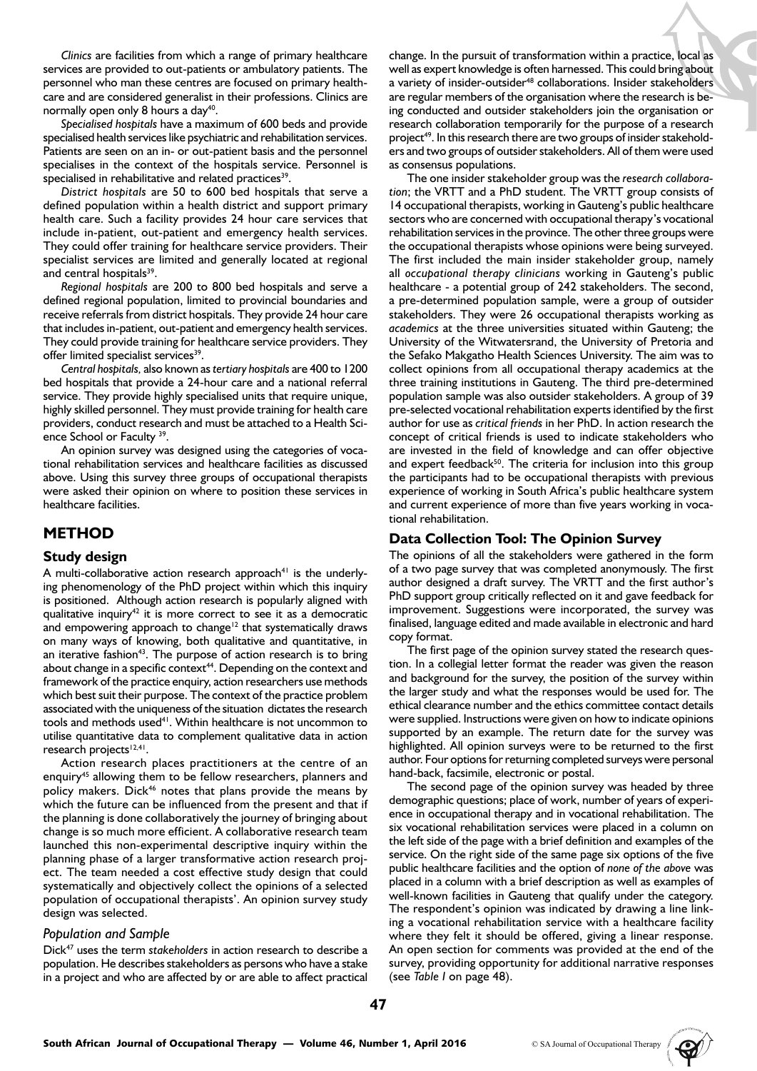*Clinics* are facilities from which a range of primary healthcare services are provided to out-patients or ambulatory patients. The personnel who man these centres are focused on primary healthcare and are considered generalist in their professions. Clinics are normally open only 8 hours a day[40].

*Specialised hospitals* have a maximum of 600 beds and provide specialised health services like psychiatric and rehabilitation services. Patients are seen on an in- or out-patient basis and the personnel specialises in the context of the hospitals service. Personnel is specialised in rehabilitative and related practices[39].

*District hospitals* are 50 to 600 bed hospitals that serve a defined population within a health district and support primary health care. Such a facility provides 24 hour care services that include in-patient, out-patient and emergency health services. They could offer training for healthcare service providers. Their specialist services are limited and generally located at regional and central hospitals[39].

*Regional hospitals* are 200 to 800 bed hospitals and serve a defined regional population, limited to provincial boundaries and receive referrals from district hospitals. They provide 24 hour care that includes in-patient, out-patient and emergency health services. They could provide training for healthcare service providers. They offer limited specialist services[39].

*Central hospitals,* also known as *tertiary hospitals* are 400 to 1200 bed hospitals that provide a 24-hour care and a national referral service. They provide highly specialised units that require unique, highly skilled personnel. They must provide training for health care providers, conduct research and must be attached to a Health Science School or Faculty [39].

An opinion survey was designed using the categories of vocational rehabilitation services and healthcare facilities as discussed above. Using this survey three groups of occupational therapists were asked their opinion on where to position these services in healthcare facilities.

## METHOD

### Study design

A multi-collaborative action research approach[41] is the underlying phenomenology of the PhD project within which this inquiry is positioned. Although action research is popularly aligned with qualitative inquiry[42] it is more correct to see it as a democratic and empowering approach to change[12] that systematically draws on many ways of knowing, both qualitative and quantitative, in an iterative fashion[43]. The purpose of action research is to bring about change in a specific context[44]. Depending on the context and framework of the practice enquiry, action researchers use methods which best suit their purpose. The context of the practice problem associated with the uniqueness of the situation dictates the research tools and methods used[41]. Within healthcare is not uncommon to utilise quantitative data to complement qualitative data in action research projects[12,41].

Action research places practitioners at the centre of an enquiry[45] allowing them to be fellow researchers, planners and policy makers. Dick[46] notes that plans provide the means by which the future can be influenced from the present and that if the planning is done collaboratively the journey of bringing about change is so much more efficient. A collaborative research team launched this non-experimental descriptive inquiry within the planning phase of a larger transformative action research project. The team needed a cost effective study design that could systematically and objectively collect the opinions of a selected population of occupational therapists'. An opinion survey study design was selected.

#### *Population and Sample*

Dick[47] uses the term *stakeholders* in action research to describe a population. He describes stakeholders as persons who have a stake in a project and who are affected by or are able to affect practical change. In the pursuit of transformation within a practice, local as well as expert knowledge is often harnessed. This could bring about a variety of insider-outsider[48] collaborations. Insider stakeholders are regular members of the organisation where the research is being conducted and outsider stakeholders join the organisation or research collaboration temporarily for the purpose of a research project[49]. In this research there are two groups of insider stakeholders and two groups of outsider stakeholders. All of them were used as consensus populations.

The one insider stakeholder group was the *research collaboration*; the VRTT and a PhD student. The VRTT group consists of 14 occupational therapists, working in Gauteng's public healthcare sectors who are concerned with occupational therapy's vocational rehabilitation services in the province. The other three groups were the occupational therapists whose opinions were being surveyed. The first included the main insider stakeholder group, namely all *occupational therapy clinicians* working in Gauteng's public healthcare - a potential group of 242 stakeholders. The second, a pre-determined population sample, were a group of outsider stakeholders. They were 26 occupational therapists working as *academics* at the three universities situated within Gauteng; the University of the Witwatersrand, the University of Pretoria and the Sefako Makgatho Health Sciences University. The aim was to collect opinions from all occupational therapy academics at the three training institutions in Gauteng. The third pre-determined population sample was also outsider stakeholders. A group of 39 pre-selected vocational rehabilitation experts identified by the first author for use as *critical friends* in her PhD. In action research the concept of critical friends is used to indicate stakeholders who are invested in the field of knowledge and can offer objective and expert feedback[50]. The criteria for inclusion into this group the participants had to be occupational therapists with previous experience of working in South Africa's public healthcare system and current experience of more than five years working in vocational rehabilitation.

### Data Collection Tool: The Opinion Survey

The opinions of all the stakeholders were gathered in the form of a two page survey that was completed anonymously. The first author designed a draft survey. The VRTT and the first author's PhD support group critically reflected on it and gave feedback for improvement. Suggestions were incorporated, the survey was finalised, language edited and made available in electronic and hard copy format.

The first page of the opinion survey stated the research question. In a collegial letter format the reader was given the reason and background for the survey, the position of the survey within the larger study and what the responses would be used for. The ethical clearance number and the ethics committee contact details were supplied. Instructions were given on how to indicate opinions supported by an example. The return date for the survey was highlighted. All opinion surveys were to be returned to the first author. Four options for returning completed surveys were personal hand-back, facsimile, electronic or postal.

The second page of the opinion survey was headed by three demographic questions; place of work, number of years of experience in occupational therapy and in vocational rehabilitation. The six vocational rehabilitation services were placed in a column on the left side of the page with a brief definition and examples of the service. On the right side of the same page six options of the five public healthcare facilities and the option of *none of the above* was placed in a column with a brief description as well as examples of well-known facilities in Gauteng that qualify under the category. The respondent's opinion was indicated by drawing a line linking a vocational rehabilitation service with a healthcare facility where they felt it should be offered, giving a linear response. An open section for comments was provided at the end of the survey, providing opportunity for additional narrative responses (see *Table I* on page 48).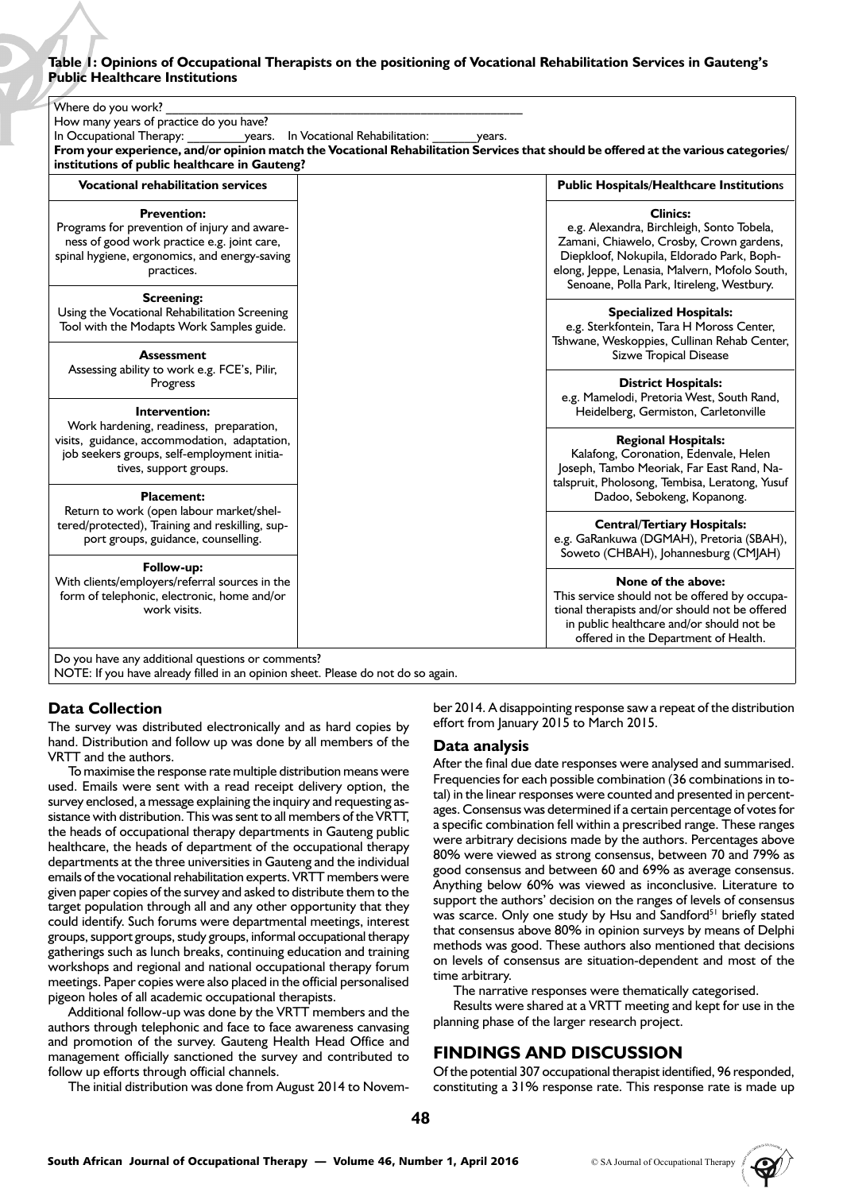**Table 1: Opinions of Occupational Therapists on the positioning of Vocational Rehabilitation Services in Gauteng's Public Healthcare Institutions**

Where do you work? ____________________________________________

How many years of practice do you have?

In Occupational Therapy: _________years. In Vocational Rehabilitation: _______years.

**From your experience, and/or opinion match the Vocational Rehabilitation Services that should be offered at the various categories/ institutions of public healthcare in Gauteng?**

| Vocational rehabilitation services | | Public Hospitals/Healthcare Institutions |
|---|---|---|
| **Prevention:** Programs for prevention of injury and awareness of good work practice e.g. joint care, spinal hygiene, ergonomics, and energy-saving practices. | | **Clinics:** e.g. Alexandra, Birchleigh, Sonto Tobela, Zamani, Chiawelo, Crosby, Crown gardens, Diepkloof, Nokupila, Eldorado Park, Bophelong, Jeppe, Lenasia, Malvern, Mofolo South, Senoane, Polla Park, Itireleng, Westbury. |
| **Screening:** Using the Vocational Rehabilitation Screening Tool with the Modapts Work Samples guide. | | **Specialized Hospitals:** e.g. Sterkfontein, Tara H Moross Center, Tshwane, Weskoppies, Cullinan Rehab Center, Sizwe Tropical Disease |
| **Assessment** Assessing ability to work e.g. FCE's, Pilir, Progress | | **District Hospitals:** e.g. Mamelodi, Pretoria West, South Rand, Heidelberg, Germiston, Carletonville |
| **Intervention:** Work hardening, readiness, preparation, visits, guidance, accommodation, adaptation, job seekers groups, self-employment initiatives, support groups. | | **Regional Hospitals:** Kalafong, Coronation, Edenvale, Helen Joseph, Tambo Meoriak, Far East Rand, Natalspruit, Pholosong, Tembisa, Leratong, Yusuf Dadoo, Sebokeng, Kopanong. |
| **Placement:** Return to work (open labour market/sheltered/protected), Training and reskilling, support groups, guidance, counselling. | | **Central/Tertiary Hospitals:** e.g. GaRankuwa (DGMAH), Pretoria (SBAH), Soweto (CHBAH), Johannesburg (CMJAH) |
| **Follow-up:** With clients/employers/referral sources in the form of telephonic, electronic, home and/or work visits. | | **None of the above:** This service should not be offered by occupational therapists and/or should not be offered in public healthcare and/or should not be offered in the Department of Health. |

Do you have any additional questions or comments?

NOTE: If you have already filled in an opinion sheet. Please do not do so again.

## Data Collection

The survey was distributed electronically and as hard copies by hand. Distribution and follow up was done by all members of the VRTT and the authors.

To maximise the response rate multiple distribution means were used. Emails were sent with a read receipt delivery option, the survey enclosed, a message explaining the inquiry and requesting assistance with distribution. This was sent to all members of the VRTT, the heads of occupational therapy departments in Gauteng public healthcare, the heads of department of the occupational therapy departments at the three universities in Gauteng and the individual emails of the vocational rehabilitation experts. VRTT members were given paper copies of the survey and asked to distribute them to the target population through all and any other opportunity that they could identify. Such forums were departmental meetings, interest groups, support groups, study groups, informal occupational therapy gatherings such as lunch breaks, continuing education and training workshops and regional and national occupational therapy forum meetings. Paper copies were also placed in the official personalised pigeon holes of all academic occupational therapists.

Additional follow-up was done by the VRTT members and the authors through telephonic and face to face awareness canvasing and promotion of the survey. Gauteng Health Head Office and management officially sanctioned the survey and contributed to follow up efforts through official channels.

The initial distribution was done from August 2014 to November 2014. A disappointing response saw a repeat of the distribution effort from January 2015 to March 2015.

## Data analysis

After the final due date responses were analysed and summarised. Frequencies for each possible combination (36 combinations in total) in the linear responses were counted and presented in percentages. Consensus was determined if a certain percentage of votes for a specific combination fell within a prescribed range. These ranges were arbitrary decisions made by the authors. Percentages above 80% were viewed as strong consensus, between 70 and 79% as good consensus and between 60 and 69% as average consensus. Anything below 60% was viewed as inconclusive. Literature to support the authors' decision on the ranges of levels of consensus was scarce. Only one study by Hsu and Sandford[51] briefly stated that consensus above 80% in opinion surveys by means of Delphi methods was good. These authors also mentioned that decisions on levels of consensus are situation-dependent and most of the time arbitrary.

The narrative responses were thematically categorised.

Results were shared at a VRTT meeting and kept for use in the planning phase of the larger research project.

# FINDINGS AND DISCUSSION

Of the potential 307 occupational therapist identified, 96 responded, constituting a 31% response rate. This response rate is made up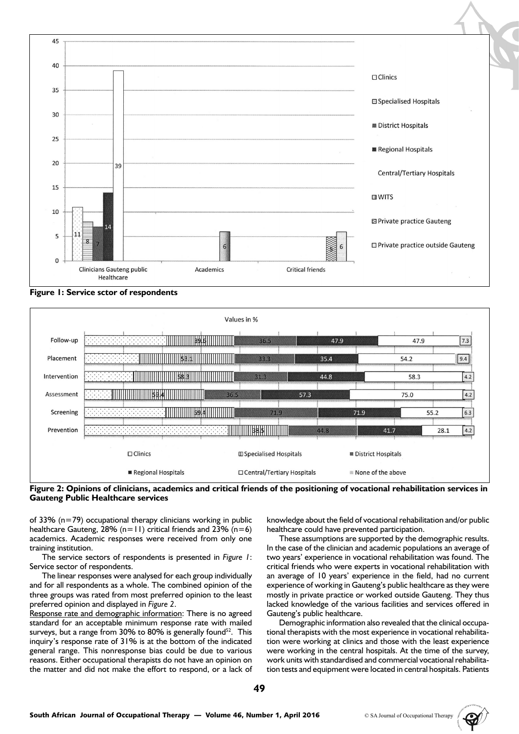**Figure 1: Service sctor of respondents**

**Figure 2: Opinions of clinicians, academics and critical friends of the positioning of vocational rehabilitation services in Gauteng Public Healthcare services**

of 33% (n=79) occupational therapy clinicians working in public healthcare Gauteng, 28% (n=11) critical friends and 23% (n=6) academics. Academic responses were received from only one training institution.

The service sectors of respondents is presented in *Figure 1*: Service sector of respondents.

The linear responses were analysed for each group individually and for all respondents as a whole. The combined opinion of the three groups was rated from most preferred opinion to the least preferred opinion and displayed in *Figure 2*.

Response rate and demographic information: There is no agreed standard for an acceptable minimum response rate with mailed surveys, but a range from 30% to 80% is generally found[52]. This inquiry's response rate of 31% is at the bottom of the indicated general range. This nonresponse bias could be due to various reasons. Either occupational therapists do not have an opinion on the matter and did not make the effort to respond, or a lack of knowledge about the field of vocational rehabilitation and/or public healthcare could have prevented participation.

These assumptions are supported by the demographic results. In the case of the clinician and academic populations an average of two years' experience in vocational rehabilitation was found. The critical friends who were experts in vocational rehabilitation with an average of 10 years' experience in the field, had no current experience of working in Gauteng's public healthcare as they were mostly in private practice or worked outside Gauteng. They thus lacked knowledge of the various facilities and services offered in Gauteng's public healthcare.

Demographic information also revealed that the clinical occupational therapists with the most experience in vocational rehabilitation were working at clinics and those with the least experience were working in the central hospitals. At the time of the survey, work units with standardised and commercial vocational rehabilitation tests and equipment were located in central hospitals. Patients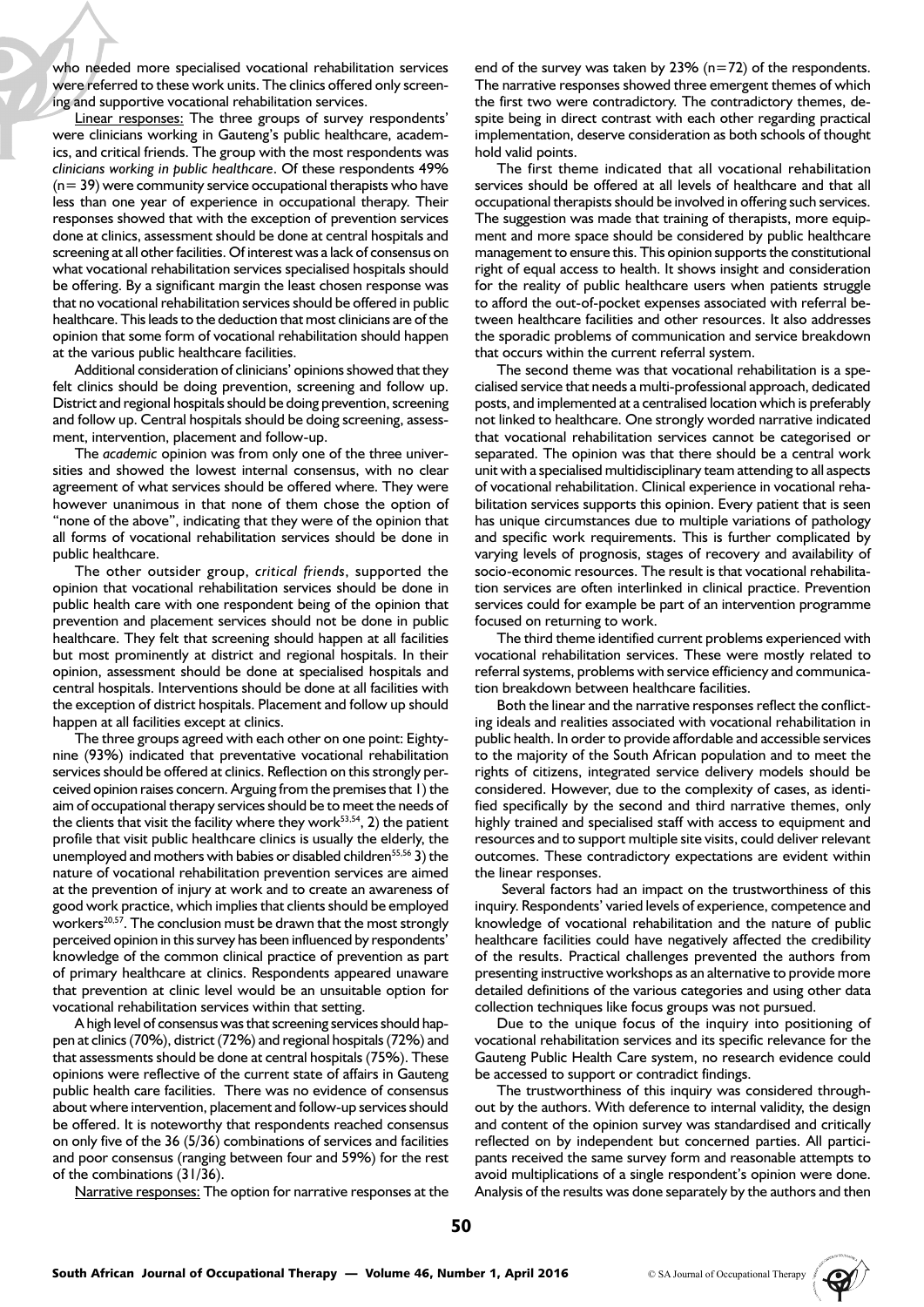who needed more specialised vocational rehabilitation services were referred to these work units. The clinics offered only screening and supportive vocational rehabilitation services.

Linear responses: The three groups of survey respondents' were clinicians working in Gauteng's public healthcare, academics, and critical friends. The group with the most respondents was *clinicians working in public healthcare*. Of these respondents 49% (n= 39) were community service occupational therapists who have less than one year of experience in occupational therapy. Their responses showed that with the exception of prevention services done at clinics, assessment should be done at central hospitals and screening at all other facilities. Of interest was a lack of consensus on what vocational rehabilitation services specialised hospitals should be offering. By a significant margin the least chosen response was that no vocational rehabilitation services should be offered in public healthcare. This leads to the deduction that most clinicians are of the opinion that some form of vocational rehabilitation should happen at the various public healthcare facilities.

Additional consideration of clinicians' opinions showed that they felt clinics should be doing prevention, screening and follow up. District and regional hospitals should be doing prevention, screening and follow up. Central hospitals should be doing screening, assessment, intervention, placement and follow-up.

The *academic* opinion was from only one of the three universities and showed the lowest internal consensus, with no clear agreement of what services should be offered where. They were however unanimous in that none of them chose the option of "none of the above", indicating that they were of the opinion that all forms of vocational rehabilitation services should be done in public healthcare.

The other outsider group, *critical friends*, supported the opinion that vocational rehabilitation services should be done in public health care with one respondent being of the opinion that prevention and placement services should not be done in public healthcare. They felt that screening should happen at all facilities but most prominently at district and regional hospitals. In their opinion, assessment should be done at specialised hospitals and central hospitals. Interventions should be done at all facilities with the exception of district hospitals. Placement and follow up should happen at all facilities except at clinics.

The three groups agreed with each other on one point: Eighty-nine (93%) indicated that preventative vocational rehabilitation services should be offered at clinics. Reflection on this strongly perceived opinion raises concern. Arguing from the premises that 1) the aim of occupational therapy services should be to meet the needs of the clients that visit the facility where they work[53,54], 2) the patient profile that visit public healthcare clinics is usually the elderly, the unemployed and mothers with babies or disabled children[55,56] 3) the nature of vocational rehabilitation prevention services are aimed at the prevention of injury at work and to create an awareness of good work practice, which implies that clients should be employed workers[20,57]. The conclusion must be drawn that the most strongly perceived opinion in this survey has been influenced by respondents' knowledge of the common clinical practice of prevention as part of primary healthcare at clinics. Respondents appeared unaware that prevention at clinic level would be an unsuitable option for vocational rehabilitation services within that setting.

A high level of consensus was that screening services should happen at clinics (70%), district (72%) and regional hospitals (72%) and that assessments should be done at central hospitals (75%). These opinions were reflective of the current state of affairs in Gauteng public health care facilities. There was no evidence of consensus about where intervention, placement and follow-up services should be offered. It is noteworthy that respondents reached consensus on only five of the 36 (5/36) combinations of services and facilities and poor consensus (ranging between four and 59%) for the rest of the combinations (31/36).

Narrative responses: The option for narrative responses at the end of the survey was taken by 23% (n=72) of the respondents. The narrative responses showed three emergent themes of which the first two were contradictory. The contradictory themes, despite being in direct contrast with each other regarding practical implementation, deserve consideration as both schools of thought hold valid points.

The first theme indicated that all vocational rehabilitation services should be offered at all levels of healthcare and that all occupational therapists should be involved in offering such services. The suggestion was made that training of therapists, more equipment and more space should be considered by public healthcare management to ensure this. This opinion supports the constitutional right of equal access to health. It shows insight and consideration for the reality of public healthcare users when patients struggle to afford the out-of-pocket expenses associated with referral between healthcare facilities and other resources. It also addresses the sporadic problems of communication and service breakdown that occurs within the current referral system.

The second theme was that vocational rehabilitation is a specialised service that needs a multi-professional approach, dedicated posts, and implemented at a centralised location which is preferably not linked to healthcare. One strongly worded narrative indicated that vocational rehabilitation services cannot be categorised or separated. The opinion was that there should be a central work unit with a specialised multidisciplinary team attending to all aspects of vocational rehabilitation. Clinical experience in vocational rehabilitation services supports this opinion. Every patient that is seen has unique circumstances due to multiple variations of pathology and specific work requirements. This is further complicated by varying levels of prognosis, stages of recovery and availability of socio-economic resources. The result is that vocational rehabilitation services are often interlinked in clinical practice. Prevention services could for example be part of an intervention programme focused on returning to work.

The third theme identified current problems experienced with vocational rehabilitation services. These were mostly related to referral systems, problems with service efficiency and communication breakdown between healthcare facilities.

Both the linear and the narrative responses reflect the conflicting ideals and realities associated with vocational rehabilitation in public health. In order to provide affordable and accessible services to the majority of the South African population and to meet the rights of citizens, integrated service delivery models should be considered. However, due to the complexity of cases, as identified specifically by the second and third narrative themes, only highly trained and specialised staff with access to equipment and resources and to support multiple site visits, could deliver relevant outcomes. These contradictory expectations are evident within the linear responses.

Several factors had an impact on the trustworthiness of this inquiry. Respondents' varied levels of experience, competence and knowledge of vocational rehabilitation and the nature of public healthcare facilities could have negatively affected the credibility of the results. Practical challenges prevented the authors from presenting instructive workshops as an alternative to provide more detailed definitions of the various categories and using other data collection techniques like focus groups was not pursued.

Due to the unique focus of the inquiry into positioning of vocational rehabilitation services and its specific relevance for the Gauteng Public Health Care system, no research evidence could be accessed to support or contradict findings.

The trustworthiness of this inquiry was considered throughout by the authors. With deference to internal validity, the design and content of the opinion survey was standardised and critically reflected on by independent but concerned parties. All participants received the same survey form and reasonable attempts to avoid multiplications of a single respondent's opinion were done. Analysis of the results was done separately by the authors and then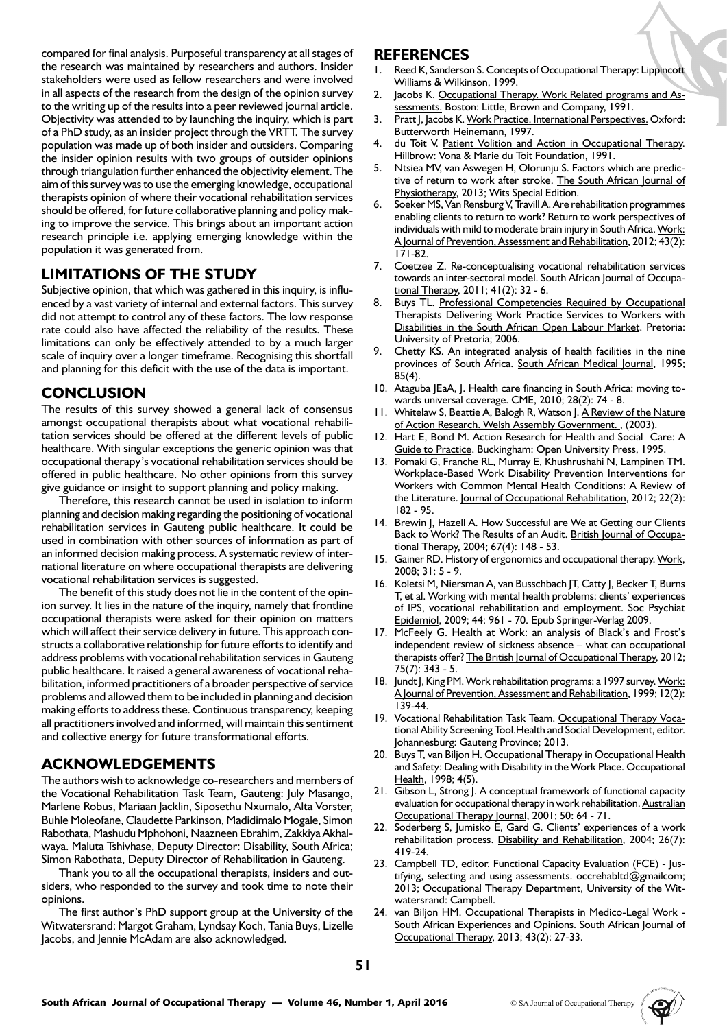compared for final analysis. Purposeful transparency at all stages of the research was maintained by researchers and authors. Insider stakeholders were used as fellow researchers and were involved in all aspects of the research from the design of the opinion survey to the writing up of the results into a peer reviewed journal article. Objectivity was attended to by launching the inquiry, which is part of a PhD study, as an insider project through the VRTT. The survey population was made up of both insider and outsiders. Comparing the insider opinion results with two groups of outsider opinions through triangulation further enhanced the objectivity element. The aim of this survey was to use the emerging knowledge, occupational therapists opinion of where their vocational rehabilitation services should be offered, for future collaborative planning and policy making to improve the service. This brings about an important action research principle i.e. applying emerging knowledge within the population it was generated from.

## LIMITATIONS OF THE STUDY

Subjective opinion, that which was gathered in this inquiry, is influenced by a vast variety of internal and external factors. This survey did not attempt to control any of these factors. The low response rate could also have affected the reliability of the results. These limitations can only be effectively attended to by a much larger scale of inquiry over a longer timeframe. Recognising this shortfall and planning for this deficit with the use of the data is important.

## CONCLUSION

The results of this survey showed a general lack of consensus amongst occupational therapists about what vocational rehabilitation services should be offered at the different levels of public healthcare. With singular exceptions the generic opinion was that occupational therapy's vocational rehabilitation services should be offered in public healthcare. No other opinions from this survey give guidance or insight to support planning and policy making.

Therefore, this research cannot be used in isolation to inform planning and decision making regarding the positioning of vocational rehabilitation services in Gauteng public healthcare. It could be used in combination with other sources of information as part of an informed decision making process. A systematic review of international literature on where occupational therapists are delivering vocational rehabilitation services is suggested.

The benefit of this study does not lie in the content of the opinion survey. It lies in the nature of the inquiry, namely that frontline occupational therapists were asked for their opinion on matters which will affect their service delivery in future. This approach constructs a collaborative relationship for future efforts to identify and address problems with vocational rehabilitation services in Gauteng public healthcare. It raised a general awareness of vocational rehabilitation, informed practitioners of a broader perspective of service problems and allowed them to be included in planning and decision making efforts to address these. Continuous transparency, keeping all practitioners involved and informed, will maintain this sentiment and collective energy for future transformational efforts.

## ACKNOWLEDGEMENTS

The authors wish to acknowledge co-researchers and members of the Vocational Rehabilitation Task Team, Gauteng: July Masango, Marlene Robus, Mariaan Jacklin, Siposethu Nxumalo, Alta Vorster, Buhle Moleofane, Claudette Parkinson, Madidimalo Mogale, Simon Rabothata, Mashudu Mphohoni, Naazneen Ebrahim, Zakkiya Akhalwaya. Maluta Tshivhase, Deputy Director: Disability, South Africa; Simon Rabothata, Deputy Director of Rehabilitation in Gauteng.

Thank you to all the occupational therapists, insiders and outsiders, who responded to the survey and took time to note their opinions.

The first author's PhD support group at the University of the Witwatersrand: Margot Graham, Lyndsay Koch, Tania Buys, Lizelle Jacobs, and Jennie McAdam are also acknowledged.

## REFERENCES

1. Reed K, Sanderson S. Concepts of Occupational Therapy: Lippincott Williams & Wilkinson, 1999.
2. Jacobs K. Occupational Therapy. Work Related programs and Assessments. Boston: Little, Brown and Company, 1991.
3. Pratt J, Jacobs K. Work Practice. International Perspectives. Oxford: Butterworth Heinemann, 1997.
4. du Toit V. Patient Volition and Action in Occupational Therapy. Hillbrow: Vona & Marie du Toit Foundation, 1991.
5. Ntsiea MV, van Aswegen H, Olorunju S. Factors which are predictive of return to work after stroke. The South African Journal of Physiotherapy, 2013; Wits Special Edition.
6. Soeker MS, Van Rensburg V, Travill A. Are rehabilitation programmes enabling clients to return to work? Return to work perspectives of individuals with mild to moderate brain injury in South Africa. Work: A Journal of Prevention, Assessment and Rehabilitation, 2012; 43(2): 171-82.
7. Coetzee Z. Re-conceptualising vocational rehabilitation services towards an inter-sectoral model. South African Journal of Occupational Therapy, 2011; 41(2): 32 - 6.
8. Buys TL. Professional Competencies Required by Occupational Therapists Delivering Work Practice Services to Workers with Disabilities in the South African Open Labour Market. Pretoria: University of Pretoria; 2006.
9. Chetty KS. An integrated analysis of health facilities in the nine provinces of South Africa. South African Medical Journal, 1995; 85(4).
10. Ataguba JEaA, J. Health care financing in South Africa: moving towards universal coverage. CME, 2010; 28(2): 74 - 8.
11. Whitelaw S, Beattie A, Balogh R, Watson J. A Review of the Nature of Action Research. Welsh Assembly Government. , (2003).
12. Hart E, Bond M. Action Research for Health and Social Care: A Guide to Practice. Buckingham: Open University Press, 1995.
13. Pomaki G, Franche RL, Murray E, Khushrushahi N, Lampinen TM. Workplace-Based Work Disability Prevention Interventions for Workers with Common Mental Health Conditions: A Review of the Literature. Journal of Occupational Rehabilitation, 2012; 22(2): 182 - 95.
14. Brewin J, Hazell A. How Successful are We at Getting our Clients Back to Work? The Results of an Audit. British Journal of Occupational Therapy, 2004; 67(4): 148 - 53.
15. Gainer RD. History of ergonomics and occupational therapy. Work, 2008; 31: 5 - 9.
16. Koletsi M, Niersman A, van Busschbach JT, Catty J, Becker T, Burns T, et al. Working with mental health problems: clients' experiences of IPS, vocational rehabilitation and employment. Soc Psychiat Epidemiol, 2009; 44: 961 - 70. Epub Springer-Verlag 2009.
17. McFeely G. Health at Work: an analysis of Black's and Frost's independent review of sickness absence – what can occupational therapists offer? The British Journal of Occupational Therapy, 2012; 75(7): 343 - 5.
18. Jundt J, King PM. Work rehabilitation programs: a 1997 survey. Work: A Journal of Prevention, Assessment and Rehabilitation, 1999; 12(2): 139-44.
19. Vocational Rehabilitation Task Team. Occupational Therapy Vocational Ability Screening Tool.Health and Social Development, editor. Johannesburg: Gauteng Province; 2013.
20. Buys T, van Biljon H. Occupational Therapy in Occupational Health and Safety: Dealing with Disability in the Work Place. Occupational Health, 1998; 4(5).
21. Gibson L, Strong J. A conceptual framework of functional capacity evaluation for occupational therapy in work rehabilitation. Australian Occupational Therapy Journal, 2001; 50: 64 - 71.
22. Soderberg S, Jumisko E, Gard G. Clients' experiences of a work rehabilitation process. Disability and Rehabilitation, 2004; 26(7): 419-24.
23. Campbell TD, editor. Functional Capacity Evaluation (FCE) - Justifying, selecting and using assessments. occrehabltd@gmailcom; 2013; Occupational Therapy Department, University of the Witwatersrand: Campbell.
24. van Biljon HM. Occupational Therapists in Medico-Legal Work - South African Experiences and Opinions. South African Journal of Occupational Therapy, 2013; 43(2): 27-33.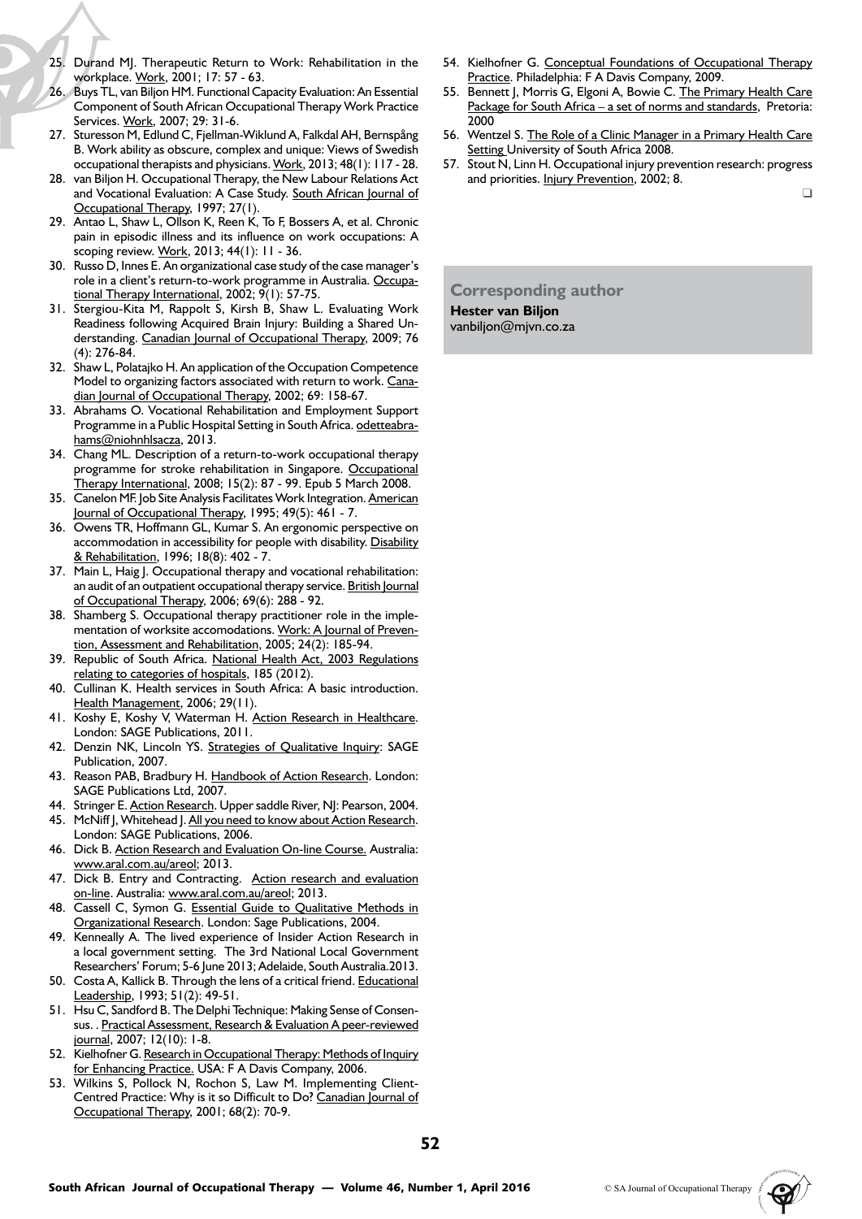25. Durand MJ. Therapeutic Return to Work: Rehabilitation in the workplace. Work, 2001; 17: 57 - 63.
26. Buys TL, van Biljon HM. Functional Capacity Evaluation: An Essential Component of South African Occupational Therapy Work Practice Services. Work, 2007; 29: 31-6.
27. Sturesson M, Edlund C, Fjellman-Wiklund A, Falkdal AH, Bernspång B. Work ability as obscure, complex and unique: Views of Swedish occupational therapists and physicians. Work, 2013; 48(1): 117 - 28.
28. van Biljon H. Occupational Therapy, the New Labour Relations Act and Vocational Evaluation: A Case Study. South African Journal of Occupational Therapy, 1997; 27(1).
29. Antao L, Shaw L, Ollson K, Reen K, To F, Bossers A, et al. Chronic pain in episodic illness and its influence on work occupations: A scoping review. Work, 2013; 44(1): 11 - 36.
30. Russo D, Innes E. An organizational case study of the case manager's role in a client's return-to-work programme in Australia. Occupational Therapy International, 2002; 9(1): 57-75.
31. Stergiou-Kita M, Rappolt S, Kirsh B, Shaw L. Evaluating Work Readiness following Acquired Brain Injury: Building a Shared Understanding. Canadian Journal of Occupational Therapy, 2009; 76 (4): 276-84.
32. Shaw L, Polatajko H. An application of the Occupation Competence Model to organizing factors associated with return to work. Canadian Journal of Occupational Therapy, 2002; 69: 158-67.
33. Abrahams O. Vocational Rehabilitation and Employment Support Programme in a Public Hospital Setting in South Africa. odetteabrahams@niohnhlsacza, 2013.
34. Chang ML. Description of a return-to-work occupational therapy programme for stroke rehabilitation in Singapore. Occupational Therapy International, 2008; 15(2): 87 - 99. Epub 5 March 2008.
35. Canelon MF. Job Site Analysis Facilitates Work Integration. American Journal of Occupational Therapy, 1995; 49(5): 461 - 7.
36. Owens TR, Hoffmann GL, Kumar S. An ergonomic perspective on accommodation in accessibility for people with disability. Disability & Rehabilitation, 1996; 18(8): 402 - 7.
37. Main L, Haig J. Occupational therapy and vocational rehabilitation: an audit of an outpatient occupational therapy service. British Journal of Occupational Therapy, 2006; 69(6): 288 - 92.
38. Shamberg S. Occupational therapy practitioner role in the implementation of worksite accomodations. Work: A Journal of Prevention, Assessment and Rehabilitation, 2005; 24(2): 185-94.
39. Republic of South Africa. National Health Act, 2003 Regulations relating to categories of hospitals, 185 (2012).
40. Cullinan K. Health services in South Africa: A basic introduction. Health Management, 2006; 29(11).
41. Koshy E, Koshy V, Waterman H. Action Research in Healthcare. London: SAGE Publications, 2011.
42. Denzin NK, Lincoln YS. Strategies of Qualitative Inquiry: SAGE Publication, 2007.
43. Reason PAB, Bradbury H. Handbook of Action Research. London: SAGE Publications Ltd, 2007.
44. Stringer E. Action Research. Upper saddle River, NJ: Pearson, 2004.
45. McNiff J, Whitehead J. All you need to know about Action Research. London: SAGE Publications, 2006.
46. Dick B. Action Research and Evaluation On-line Course. Australia: www.aral.com.au/areol; 2013.
47. Dick B. Entry and Contracting. Action research and evaluation on-line. Australia: www.aral.com.au/areol; 2013.
48. Cassell C, Symon G. Essential Guide to Qualitative Methods in Organizational Research. London: Sage Publications, 2004.
49. Kenneally A. The lived experience of Insider Action Research in a local government setting. The 3rd National Local Government Researchers' Forum; 5-6 June 2013; Adelaide, South Australia.2013.
50. Costa A, Kallick B. Through the lens of a critical friend. Educational Leadership, 1993; 51(2): 49-51.
51. Hsu C, Sandford B. The Delphi Technique: Making Sense of Consensus. . Practical Assessment, Research & Evaluation A peer-reviewed journal, 2007; 12(10): 1-8.
52. Kielhofner G. Research in Occupational Therapy: Methods of Inquiry for Enhancing Practice. USA: F A Davis Company, 2006.
53. Wilkins S, Pollock N, Rochon S, Law M. Implementing Client-Centred Practice: Why is it so Difficult to Do? Canadian Journal of Occupational Therapy, 2001; 68(2): 70-9.
54. Kielhofner G. Conceptual Foundations of Occupational Therapy Practice. Philadelphia: F A Davis Company, 2009.
55. Bennett J, Morris G, Elgoni A, Bowie C. The Primary Health Care Package for South Africa – a set of norms and standards, Pretoria: 2000
56. Wentzel S. The Role of a Clinic Manager in a Primary Health Care Setting University of South Africa 2008.
57. Stout N, Linn H. Occupational injury prevention research: progress and priorities. Injury Prevention, 2002; 8.

❑

**Corresponding author**

**Hester van Biljon**
vanbiljon@mjvn.co.za